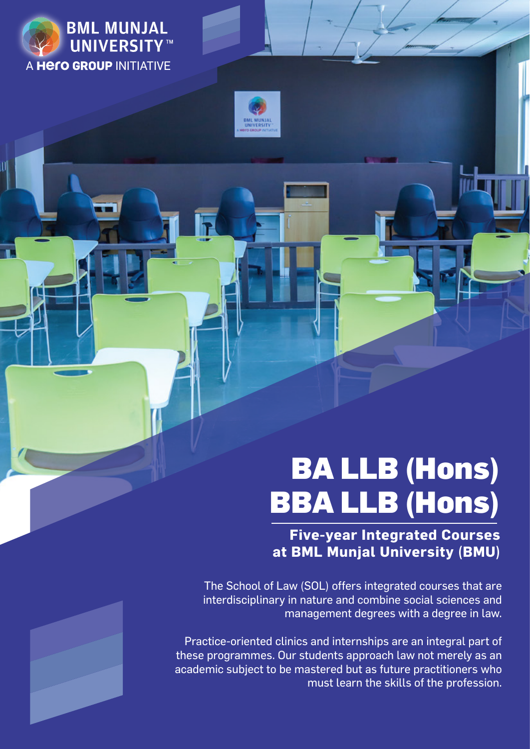BML MUNJAL UNIVERSITY™

A Hero GROUP INITIATIVE

# BA LLB (Hons)
# BBA LLB (Hons)

## Five-year Integrated Courses at BML Munjal University (BMU)

The School of Law (SOL) offers integrated courses that are interdisciplinary in nature and combine social sciences and management degrees with a degree in law.

Practice-oriented clinics and internships are an integral part of these programmes. Our students approach law not merely as an academic subject to be mastered but as future practitioners who must learn the skills of the profession.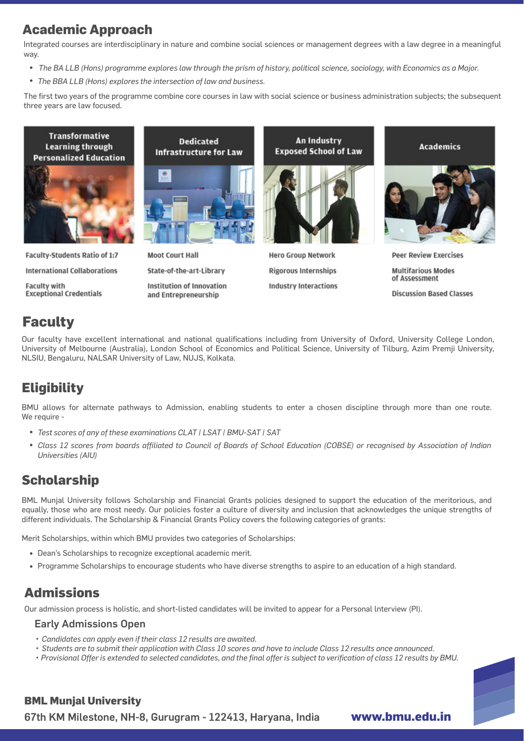## Academic Approach

Integrated courses are interdisciplinary in nature and combine social sciences or management degrees with a law degree in a meaningful way.

- *The BA LLB (Hons) programme explores law through the prism of history, political science, sociology, with Economics as a Major.*
- *The BBA LLB (Hons) explores the intersection of law and business.*

The first two years of the programme combine core courses in law with social science or business administration subjects; the subsequent three years are law focused.

**Transformative Learning through Personalized Education**

- Faculty-Students Ratio of 1:7
- International Collaborations
- Faculty with Exceptional Credentials

**Dedicated Infrastructure for Law**

- Moot Court Hall
- State-of-the-art-Library
- Institution of Innovation and Entrepreneurship

**An Industry Exposed School of Law**

- Hero Group Network
- Rigorous Internships
- Industry Interactions

**Academics**

- Peer Review Exercises
- Multifarious Modes of Assessment
- Discussion Based Classes

## Faculty

Our faculty have excellent international and national qualifications including from University of Oxford, University College London, University of Melbourne (Australia), London School of Economics and Political Science, University of Tilburg, Azim Premji University, NLSIU, Bengaluru, NALSAR University of Law, NUJS, Kolkata.

## Eligibility

BMU allows for alternate pathways to Admission, enabling students to enter a chosen discipline through more than one route. We require -

- *Test scores of any of these examinations CLAT | LSAT | BMU-SAT | SAT*
- *Class 12 scores from boards affiliated to Council of Boards of School Education (COBSE) or recognised by Association of Indian Universities (AIU)*

## Scholarship

BML Munjal University follows Scholarship and Financial Grants policies designed to support the education of the meritorious, and equally, those who are most needy. Our policies foster a culture of diversity and inclusion that acknowledges the unique strengths of different individuals. The Scholarship & Financial Grants Policy covers the following categories of grants:

Merit Scholarships, within which BMU provides two categories of Scholarships:

- Dean's Scholarships to recognize exceptional academic merit.
- Programme Scholarships to encourage students who have diverse strengths to aspire to an education of a high standard.

## Admissions

Our admission process is holistic, and short-listed candidates will be invited to appear for a Personal Interview (PI).

### Early Admissions Open

- *Candidates can apply even if their class 12 results are awaited.*
- *Students are to submit their application with Class 10 scores and have to include Class 12 results once announced.*
- *Provisional Offer is extended to selected candidates, and the final offer is subject to verification of class 12 results by BMU.*

**BML Munjal University**

67th KM Milestone, NH-8, Gurugram - 122413, Haryana, India **www.bmu.edu.in**